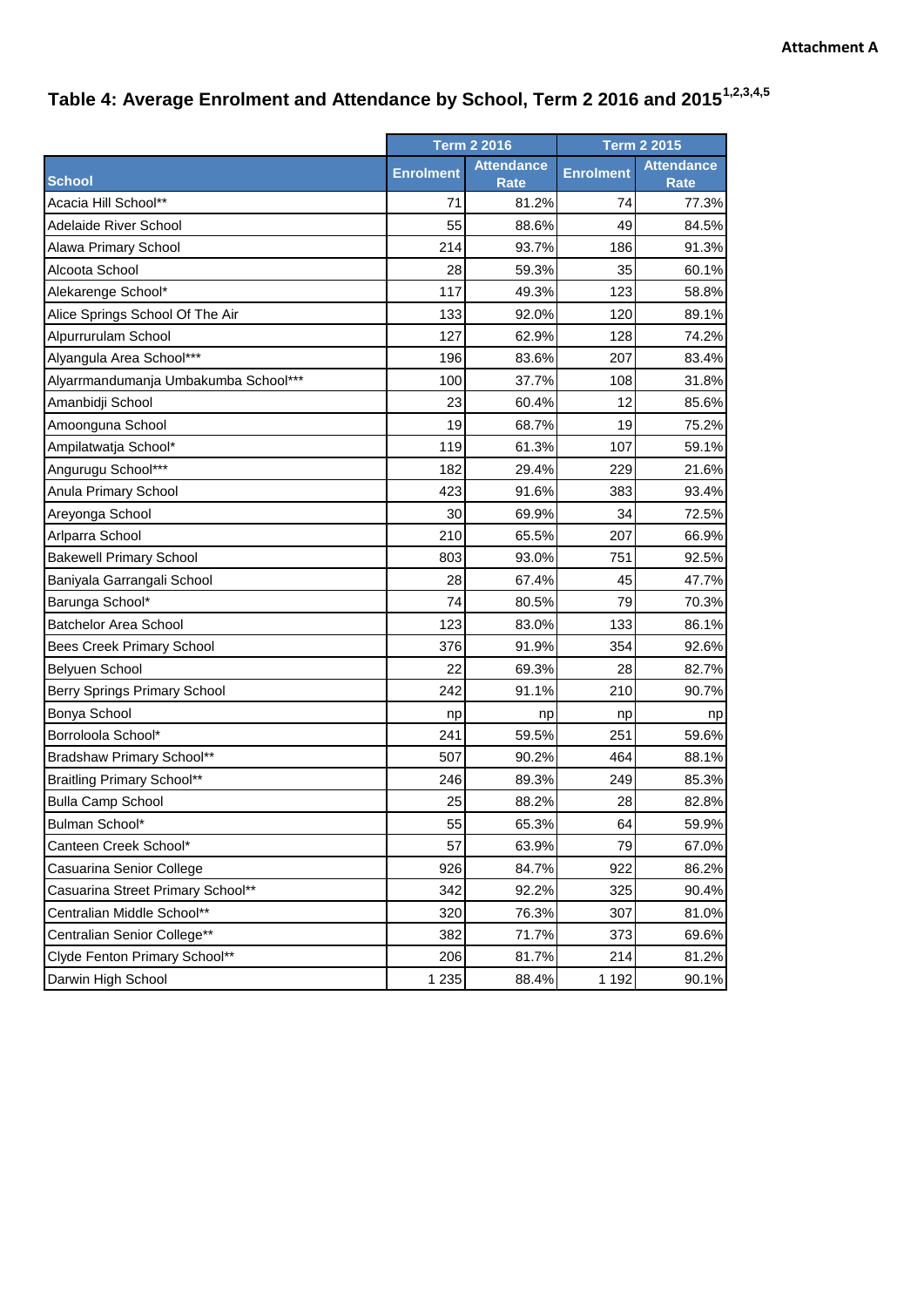**Attachment A**

## Table 4: Average Enrolment and Attendance by School, Term 2 2016 and 2015[1,2,3,4,5]

| | Term 2 2016 | | Term 2 2015 | |
|---|---|---|---|---|
| School | Enrolment | Attendance Rate | Enrolment | Attendance Rate |
| Acacia Hill School** | 71 | 81.2% | 74 | 77.3% |
| Adelaide River School | 55 | 88.6% | 49 | 84.5% |
| Alawa Primary School | 214 | 93.7% | 186 | 91.3% |
| Alcoota School | 28 | 59.3% | 35 | 60.1% |
| Alekarenge School* | 117 | 49.3% | 123 | 58.8% |
| Alice Springs School Of The Air | 133 | 92.0% | 120 | 89.1% |
| Alpurrurulam School | 127 | 62.9% | 128 | 74.2% |
| Alyangula Area School*** | 196 | 83.6% | 207 | 83.4% |
| Alyarrmandumanja Umbakumba School*** | 100 | 37.7% | 108 | 31.8% |
| Amanbidji School | 23 | 60.4% | 12 | 85.6% |
| Amoonguna School | 19 | 68.7% | 19 | 75.2% |
| Ampilatwatja School* | 119 | 61.3% | 107 | 59.1% |
| Angurugu School*** | 182 | 29.4% | 229 | 21.6% |
| Anula Primary School | 423 | 91.6% | 383 | 93.4% |
| Areyonga School | 30 | 69.9% | 34 | 72.5% |
| Arlparra School | 210 | 65.5% | 207 | 66.9% |
| Bakewell Primary School | 803 | 93.0% | 751 | 92.5% |
| Baniyala Garrangali School | 28 | 67.4% | 45 | 47.7% |
| Barunga School* | 74 | 80.5% | 79 | 70.3% |
| Batchelor Area School | 123 | 83.0% | 133 | 86.1% |
| Bees Creek Primary School | 376 | 91.9% | 354 | 92.6% |
| Belyuen School | 22 | 69.3% | 28 | 82.7% |
| Berry Springs Primary School | 242 | 91.1% | 210 | 90.7% |
| Bonya School | np | np | np | np |
| Borroloola School* | 241 | 59.5% | 251 | 59.6% |
| Bradshaw Primary School** | 507 | 90.2% | 464 | 88.1% |
| Braitling Primary School** | 246 | 89.3% | 249 | 85.3% |
| Bulla Camp School | 25 | 88.2% | 28 | 82.8% |
| Bulman School* | 55 | 65.3% | 64 | 59.9% |
| Canteen Creek School* | 57 | 63.9% | 79 | 67.0% |
| Casuarina Senior College | 926 | 84.7% | 922 | 86.2% |
| Casuarina Street Primary School** | 342 | 92.2% | 325 | 90.4% |
| Centralian Middle School** | 320 | 76.3% | 307 | 81.0% |
| Centralian Senior College** | 382 | 71.7% | 373 | 69.6% |
| Clyde Fenton Primary School** | 206 | 81.7% | 214 | 81.2% |
| Darwin High School | 1 235 | 88.4% | 1 192 | 90.1% |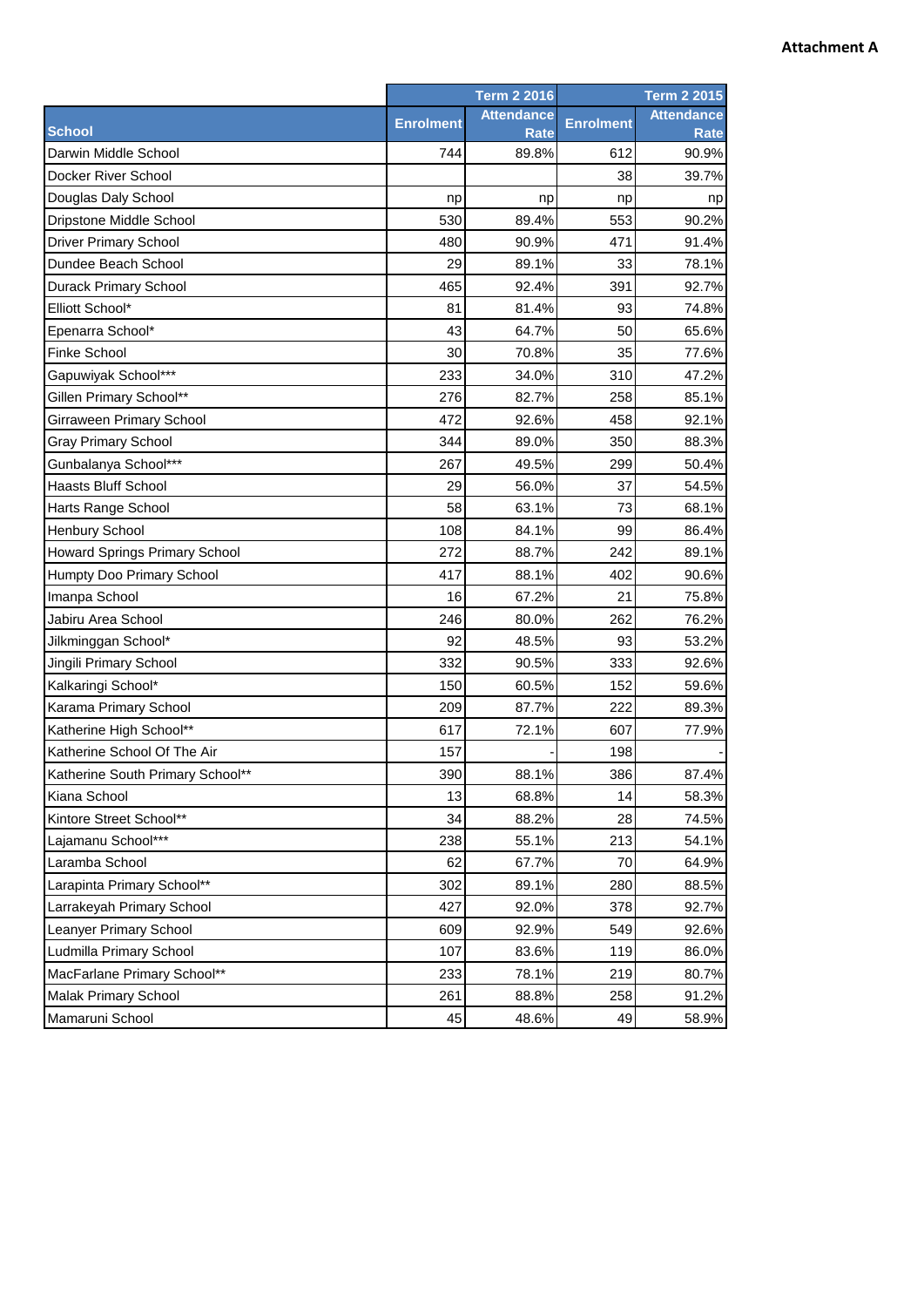**Attachment A**

| School | Term 2 2016 | | Term 2 2015 | |
|---|---|---|---|---|
| | Enrolment | Attendance Rate | Enrolment | Attendance Rate |
| Darwin Middle School | 744 | 89.8% | 612 | 90.9% |
| Docker River School | | | 38 | 39.7% |
| Douglas Daly School | np | np | np | np |
| Dripstone Middle School | 530 | 89.4% | 553 | 90.2% |
| Driver Primary School | 480 | 90.9% | 471 | 91.4% |
| Dundee Beach School | 29 | 89.1% | 33 | 78.1% |
| Durack Primary School | 465 | 92.4% | 391 | 92.7% |
| Elliott School* | 81 | 81.4% | 93 | 74.8% |
| Epenarra School* | 43 | 64.7% | 50 | 65.6% |
| Finke School | 30 | 70.8% | 35 | 77.6% |
| Gapuwiyak School*** | 233 | 34.0% | 310 | 47.2% |
| Gillen Primary School** | 276 | 82.7% | 258 | 85.1% |
| Girraween Primary School | 472 | 92.6% | 458 | 92.1% |
| Gray Primary School | 344 | 89.0% | 350 | 88.3% |
| Gunbalanya School*** | 267 | 49.5% | 299 | 50.4% |
| Haasts Bluff School | 29 | 56.0% | 37 | 54.5% |
| Harts Range School | 58 | 63.1% | 73 | 68.1% |
| Henbury School | 108 | 84.1% | 99 | 86.4% |
| Howard Springs Primary School | 272 | 88.7% | 242 | 89.1% |
| Humpty Doo Primary School | 417 | 88.1% | 402 | 90.6% |
| Imanpa School | 16 | 67.2% | 21 | 75.8% |
| Jabiru Area School | 246 | 80.0% | 262 | 76.2% |
| Jilkminggan School* | 92 | 48.5% | 93 | 53.2% |
| Jingili Primary School | 332 | 90.5% | 333 | 92.6% |
| Kalkaringi School* | 150 | 60.5% | 152 | 59.6% |
| Karama Primary School | 209 | 87.7% | 222 | 89.3% |
| Katherine High School** | 617 | 72.1% | 607 | 77.9% |
| Katherine School Of The Air | 157 | - | 198 | - |
| Katherine South Primary School** | 390 | 88.1% | 386 | 87.4% |
| Kiana School | 13 | 68.8% | 14 | 58.3% |
| Kintore Street School** | 34 | 88.2% | 28 | 74.5% |
| Lajamanu School*** | 238 | 55.1% | 213 | 54.1% |
| Laramba School | 62 | 67.7% | 70 | 64.9% |
| Larapinta Primary School** | 302 | 89.1% | 280 | 88.5% |
| Larrakeyah Primary School | 427 | 92.0% | 378 | 92.7% |
| Leanyer Primary School | 609 | 92.9% | 549 | 92.6% |
| Ludmilla Primary School | 107 | 83.6% | 119 | 86.0% |
| MacFarlane Primary School** | 233 | 78.1% | 219 | 80.7% |
| Malak Primary School | 261 | 88.8% | 258 | 91.2% |
| Mamaruni School | 45 | 48.6% | 49 | 58.9% |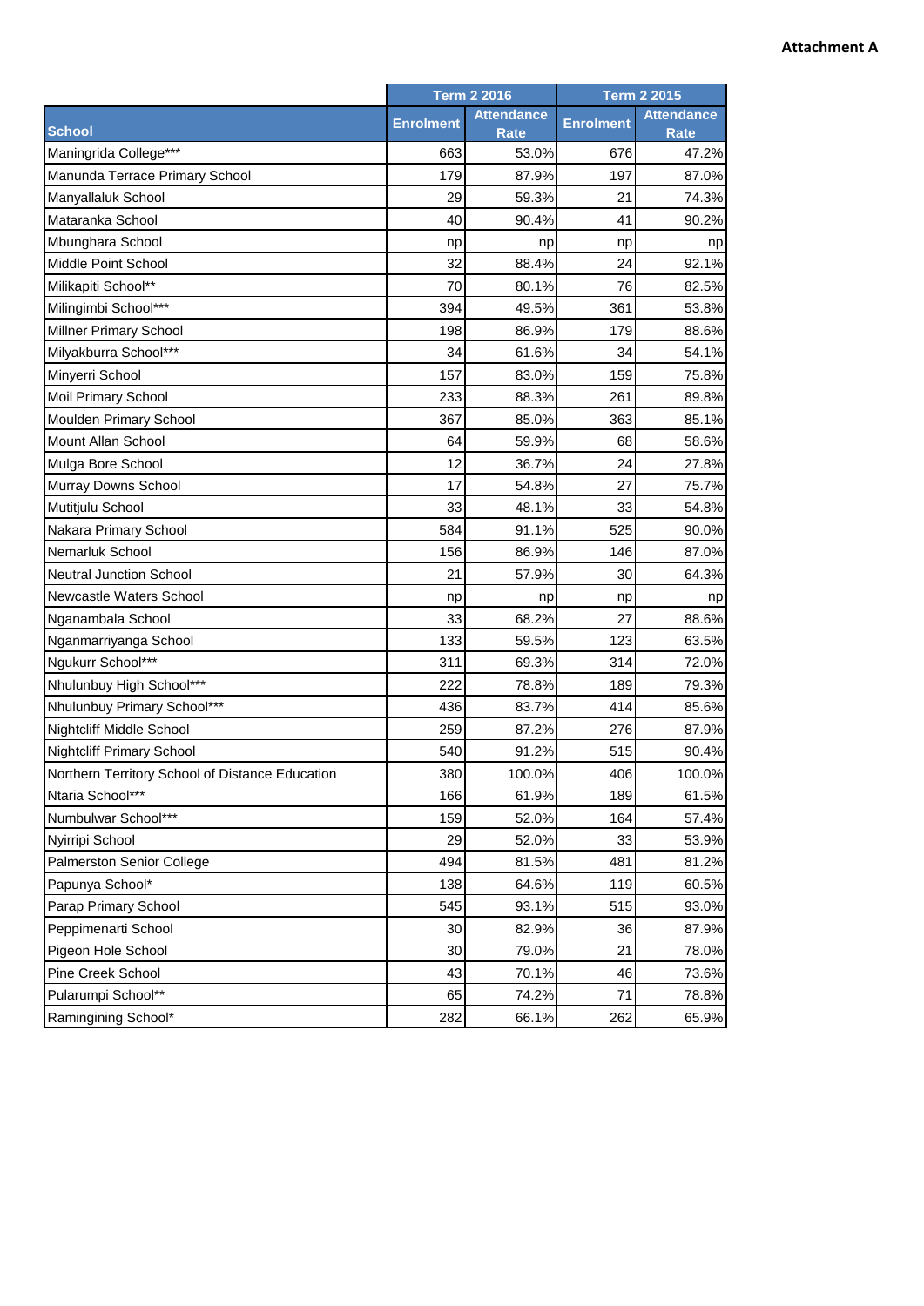**Attachment A**

| School | Term 2 2016 | | Term 2 2015 | |
|---|---|---|---|---|
| | Enrolment | Attendance Rate | Enrolment | Attendance Rate |
| Maningrida College*** | 663 | 53.0% | 676 | 47.2% |
| Manunda Terrace Primary School | 179 | 87.9% | 197 | 87.0% |
| Manyallaluk School | 29 | 59.3% | 21 | 74.3% |
| Mataranka School | 40 | 90.4% | 41 | 90.2% |
| Mbunghara School | np | np | np | np |
| Middle Point School | 32 | 88.4% | 24 | 92.1% |
| Milikapiti School** | 70 | 80.1% | 76 | 82.5% |
| Milingimbi School*** | 394 | 49.5% | 361 | 53.8% |
| Millner Primary School | 198 | 86.9% | 179 | 88.6% |
| Milyakburra School*** | 34 | 61.6% | 34 | 54.1% |
| Minyerri School | 157 | 83.0% | 159 | 75.8% |
| Moil Primary School | 233 | 88.3% | 261 | 89.8% |
| Moulden Primary School | 367 | 85.0% | 363 | 85.1% |
| Mount Allan School | 64 | 59.9% | 68 | 58.6% |
| Mulga Bore School | 12 | 36.7% | 24 | 27.8% |
| Murray Downs School | 17 | 54.8% | 27 | 75.7% |
| Mutitjulu School | 33 | 48.1% | 33 | 54.8% |
| Nakara Primary School | 584 | 91.1% | 525 | 90.0% |
| Nemarluk School | 156 | 86.9% | 146 | 87.0% |
| Neutral Junction School | 21 | 57.9% | 30 | 64.3% |
| Newcastle Waters School | np | np | np | np |
| Nganambala School | 33 | 68.2% | 27 | 88.6% |
| Nganmarriyanga School | 133 | 59.5% | 123 | 63.5% |
| Ngukurr School*** | 311 | 69.3% | 314 | 72.0% |
| Nhulunbuy High School*** | 222 | 78.8% | 189 | 79.3% |
| Nhulunbuy Primary School*** | 436 | 83.7% | 414 | 85.6% |
| Nightcliff Middle School | 259 | 87.2% | 276 | 87.9% |
| Nightcliff Primary School | 540 | 91.2% | 515 | 90.4% |
| Northern Territory School of Distance Education | 380 | 100.0% | 406 | 100.0% |
| Ntaria School*** | 166 | 61.9% | 189 | 61.5% |
| Numbulwar School*** | 159 | 52.0% | 164 | 57.4% |
| Nyirripi School | 29 | 52.0% | 33 | 53.9% |
| Palmerston Senior College | 494 | 81.5% | 481 | 81.2% |
| Papunya School* | 138 | 64.6% | 119 | 60.5% |
| Parap Primary School | 545 | 93.1% | 515 | 93.0% |
| Peppimenarti School | 30 | 82.9% | 36 | 87.9% |
| Pigeon Hole School | 30 | 79.0% | 21 | 78.0% |
| Pine Creek School | 43 | 70.1% | 46 | 73.6% |
| Pularumpi School** | 65 | 74.2% | 71 | 78.8% |
| Ramingining School* | 282 | 66.1% | 262 | 65.9% |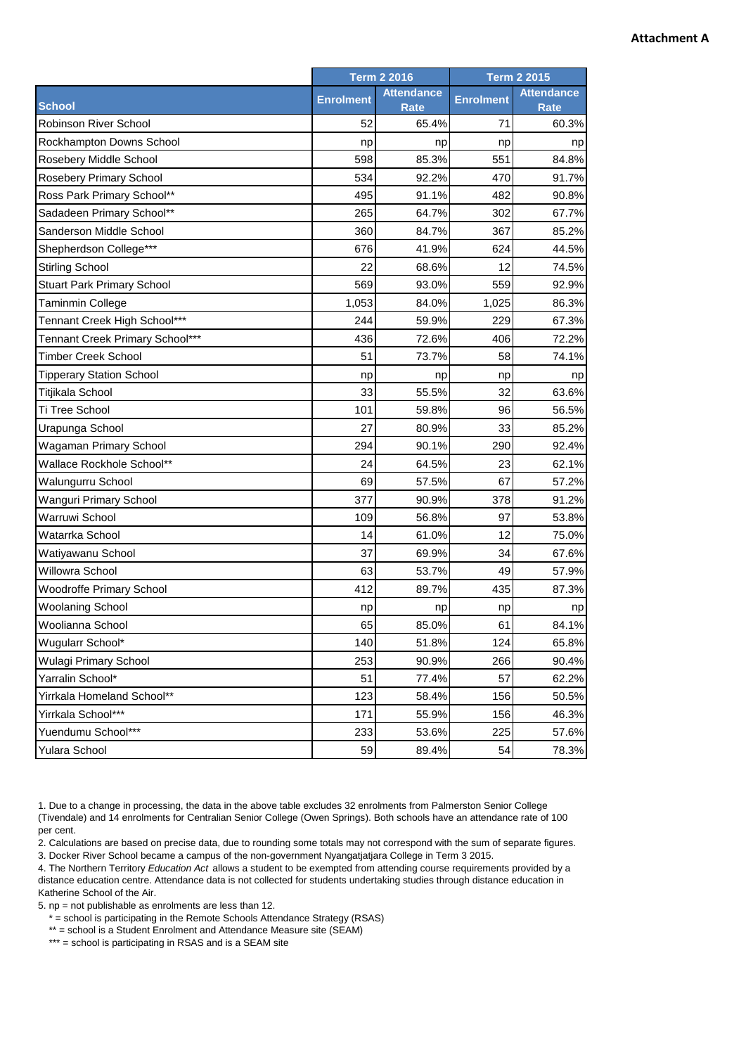**Attachment A**

| School | Term 2 2016 | | Term 2 2015 | |
|---|---|---|---|---|
| | Enrolment | Attendance Rate | Enrolment | Attendance Rate |
| Robinson River School | 52 | 65.4% | 71 | 60.3% |
| Rockhampton Downs School | np | np | np | np |
| Rosebery Middle School | 598 | 85.3% | 551 | 84.8% |
| Rosebery Primary School | 534 | 92.2% | 470 | 91.7% |
| Ross Park Primary School** | 495 | 91.1% | 482 | 90.8% |
| Sadadeen Primary School** | 265 | 64.7% | 302 | 67.7% |
| Sanderson Middle School | 360 | 84.7% | 367 | 85.2% |
| Shepherdson College*** | 676 | 41.9% | 624 | 44.5% |
| Stirling School | 22 | 68.6% | 12 | 74.5% |
| Stuart Park Primary School | 569 | 93.0% | 559 | 92.9% |
| Taminmin College | 1,053 | 84.0% | 1,025 | 86.3% |
| Tennant Creek High School*** | 244 | 59.9% | 229 | 67.3% |
| Tennant Creek Primary School*** | 436 | 72.6% | 406 | 72.2% |
| Timber Creek School | 51 | 73.7% | 58 | 74.1% |
| Tipperary Station School | np | np | np | np |
| Titjikala School | 33 | 55.5% | 32 | 63.6% |
| Ti Tree School | 101 | 59.8% | 96 | 56.5% |
| Urapunga School | 27 | 80.9% | 33 | 85.2% |
| Wagaman Primary School | 294 | 90.1% | 290 | 92.4% |
| Wallace Rockhole School** | 24 | 64.5% | 23 | 62.1% |
| Walungurru School | 69 | 57.5% | 67 | 57.2% |
| Wanguri Primary School | 377 | 90.9% | 378 | 91.2% |
| Warruwi School | 109 | 56.8% | 97 | 53.8% |
| Watarrka School | 14 | 61.0% | 12 | 75.0% |
| Watiyawanu School | 37 | 69.9% | 34 | 67.6% |
| Willowra School | 63 | 53.7% | 49 | 57.9% |
| Woodroffe Primary School | 412 | 89.7% | 435 | 87.3% |
| Woolaning School | np | np | np | np |
| Woolianna School | 65 | 85.0% | 61 | 84.1% |
| Wugularr School* | 140 | 51.8% | 124 | 65.8% |
| Wulagi Primary School | 253 | 90.9% | 266 | 90.4% |
| Yarralin School* | 51 | 77.4% | 57 | 62.2% |
| Yirrkala Homeland School** | 123 | 58.4% | 156 | 50.5% |
| Yirrkala School*** | 171 | 55.9% | 156 | 46.3% |
| Yuendumu School*** | 233 | 53.6% | 225 | 57.6% |
| Yulara School | 59 | 89.4% | 54 | 78.3% |

1. Due to a change in processing, the data in the above table excludes 32 enrolments from Palmerston Senior College (Tivendale) and 14 enrolments for Centralian Senior College (Owen Springs). Both schools have an attendance rate of 100 per cent.

2. Calculations are based on precise data, due to rounding some totals may not correspond with the sum of separate figures.

3. Docker River School became a campus of the non-government Nyangatjatjara College in Term 3 2015.

4. The Northern Territory *Education Act* allows a student to be exempted from attending course requirements provided by a distance education centre. Attendance data is not collected for students undertaking studies through distance education in Katherine School of the Air.

5. np = not publishable as enrolments are less than 12.

\* = school is participating in the Remote Schools Attendance Strategy (RSAS)

** = school is a Student Enrolment and Attendance Measure site (SEAM)

*** = school is participating in RSAS and is a SEAM site